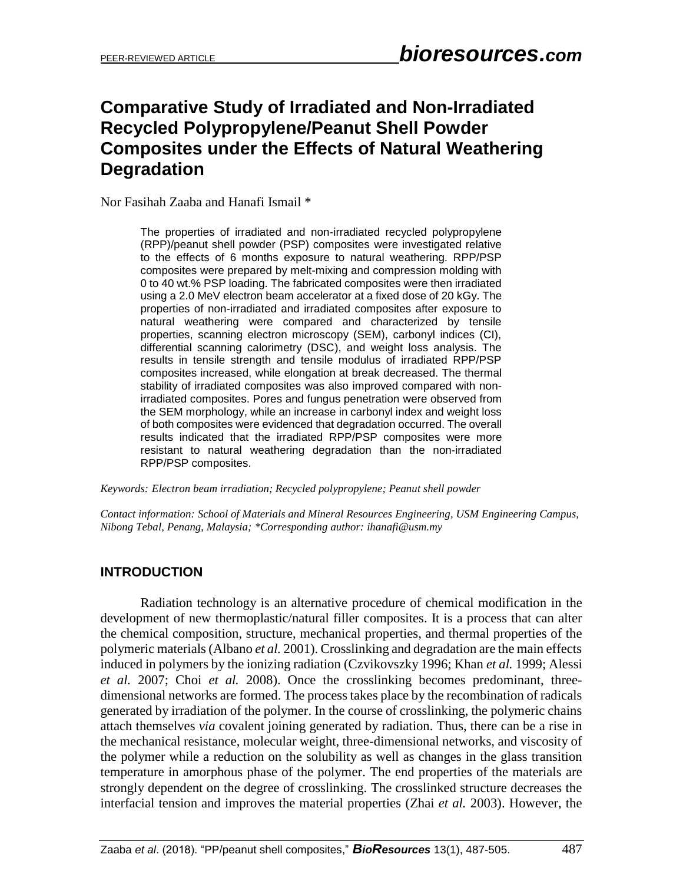# Comparative Study of Irradiated and Non-Irradiated Recycled Polypropylene/Peanut Shell Powder Composites under the Effects of Natural Weathering Degradation

Nor Fasihah Zaaba and Hanafi Ismail *

The properties of irradiated and non-irradiated recycled polypropylene (RPP)/peanut shell powder (PSP) composites were investigated relative to the effects of 6 months exposure to natural weathering. RPP/PSP composites were prepared by melt-mixing and compression molding with 0 to 40 wt.% PSP loading. The fabricated composites were then irradiated using a 2.0 MeV electron beam accelerator at a fixed dose of 20 kGy. The properties of non-irradiated and irradiated composites after exposure to natural weathering were compared and characterized by tensile properties, scanning electron microscopy (SEM), carbonyl indices (CI), differential scanning calorimetry (DSC), and weight loss analysis. The results in tensile strength and tensile modulus of irradiated RPP/PSP composites increased, while elongation at break decreased. The thermal stability of irradiated composites was also improved compared with non-irradiated composites. Pores and fungus penetration were observed from the SEM morphology, while an increase in carbonyl index and weight loss of both composites were evidenced that degradation occurred. The overall results indicated that the irradiated RPP/PSP composites were more resistant to natural weathering degradation than the non-irradiated RPP/PSP composites.

*Keywords: Electron beam irradiation; Recycled polypropylene; Peanut shell powder*

*Contact information: School of Materials and Mineral Resources Engineering, USM Engineering Campus, Nibong Tebal, Penang, Malaysia; \*Corresponding author: ihanafi@usm.my*

## INTRODUCTION

Radiation technology is an alternative procedure of chemical modification in the development of new thermoplastic/natural filler composites. It is a process that can alter the chemical composition, structure, mechanical properties, and thermal properties of the polymeric materials (Albano *et al.* 2001). Crosslinking and degradation are the main effects induced in polymers by the ionizing radiation (Czvikovszky 1996; Khan *et al.* 1999; Alessi *et al.* 2007; Choi *et al.* 2008). Once the crosslinking becomes predominant, three-dimensional networks are formed. The process takes place by the recombination of radicals generated by irradiation of the polymer. In the course of crosslinking, the polymeric chains attach themselves *via* covalent joining generated by radiation. Thus, there can be a rise in the mechanical resistance, molecular weight, three-dimensional networks, and viscosity of the polymer while a reduction on the solubility as well as changes in the glass transition temperature in amorphous phase of the polymer. The end properties of the materials are strongly dependent on the degree of crosslinking. The crosslinked structure decreases the interfacial tension and improves the material properties (Zhai *et al.* 2003). However, the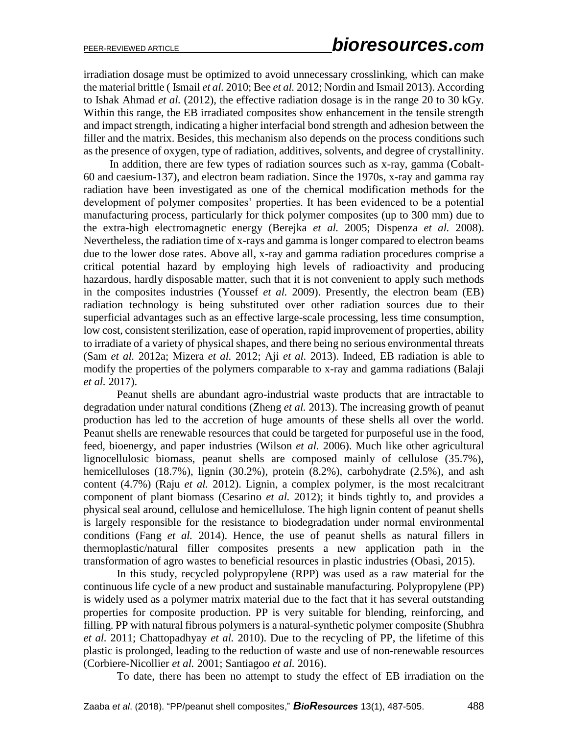irradiation dosage must be optimized to avoid unnecessary crosslinking, which can make the material brittle ( Ismail *et al.* 2010; Bee *et al.* 2012; Nordin and Ismail 2013). According to Ishak Ahmad *et al.* (2012), the effective radiation dosage is in the range 20 to 30 kGy. Within this range, the EB irradiated composites show enhancement in the tensile strength and impact strength, indicating a higher interfacial bond strength and adhesion between the filler and the matrix. Besides, this mechanism also depends on the process conditions such as the presence of oxygen, type of radiation, additives, solvents, and degree of crystallinity.

In addition, there are few types of radiation sources such as x-ray, gamma (Cobalt-60 and caesium-137), and electron beam radiation. Since the 1970s, x-ray and gamma ray radiation have been investigated as one of the chemical modification methods for the development of polymer composites' properties. It has been evidenced to be a potential manufacturing process, particularly for thick polymer composites (up to 300 mm) due to the extra-high electromagnetic energy (Berejka *et al.* 2005; Dispenza *et al.* 2008). Nevertheless, the radiation time of x-rays and gamma is longer compared to electron beams due to the lower dose rates. Above all, x-ray and gamma radiation procedures comprise a critical potential hazard by employing high levels of radioactivity and producing hazardous, hardly disposable matter, such that it is not convenient to apply such methods in the composites industries (Youssef *et al.* 2009). Presently, the electron beam (EB) radiation technology is being substituted over other radiation sources due to their superficial advantages such as an effective large-scale processing, less time consumption, low cost, consistent sterilization, ease of operation, rapid improvement of properties, ability to irradiate of a variety of physical shapes, and there being no serious environmental threats (Sam *et al.* 2012a; Mizera *et al.* 2012; Aji *et al.* 2013). Indeed, EB radiation is able to modify the properties of the polymers comparable to x-ray and gamma radiations (Balaji *et al.* 2017).

Peanut shells are abundant agro-industrial waste products that are intractable to degradation under natural conditions (Zheng *et al.* 2013). The increasing growth of peanut production has led to the accretion of huge amounts of these shells all over the world. Peanut shells are renewable resources that could be targeted for purposeful use in the food, feed, bioenergy, and paper industries (Wilson *et al.* 2006). Much like other agricultural lignocellulosic biomass, peanut shells are composed mainly of cellulose (35.7%), hemicelluloses (18.7%), lignin (30.2%), protein (8.2%), carbohydrate (2.5%), and ash content (4.7%) (Raju *et al.* 2012). Lignin, a complex polymer, is the most recalcitrant component of plant biomass (Cesarino *et al.* 2012); it binds tightly to, and provides a physical seal around, cellulose and hemicellulose. The high lignin content of peanut shells is largely responsible for the resistance to biodegradation under normal environmental conditions (Fang *et al.* 2014). Hence, the use of peanut shells as natural fillers in thermoplastic/natural filler composites presents a new application path in the transformation of agro wastes to beneficial resources in plastic industries (Obasi, 2015).

In this study, recycled polypropylene (RPP) was used as a raw material for the continuous life cycle of a new product and sustainable manufacturing. Polypropylene (PP) is widely used as a polymer matrix material due to the fact that it has several outstanding properties for composite production. PP is very suitable for blending, reinforcing, and filling. PP with natural fibrous polymers is a natural-synthetic polymer composite (Shubhra *et al.* 2011; Chattopadhyay *et al.* 2010). Due to the recycling of PP, the lifetime of this plastic is prolonged, leading to the reduction of waste and use of non-renewable resources (Corbiere-Nicollier *et al.* 2001; Santiagoo *et al.* 2016).

To date, there has been no attempt to study the effect of EB irradiation on the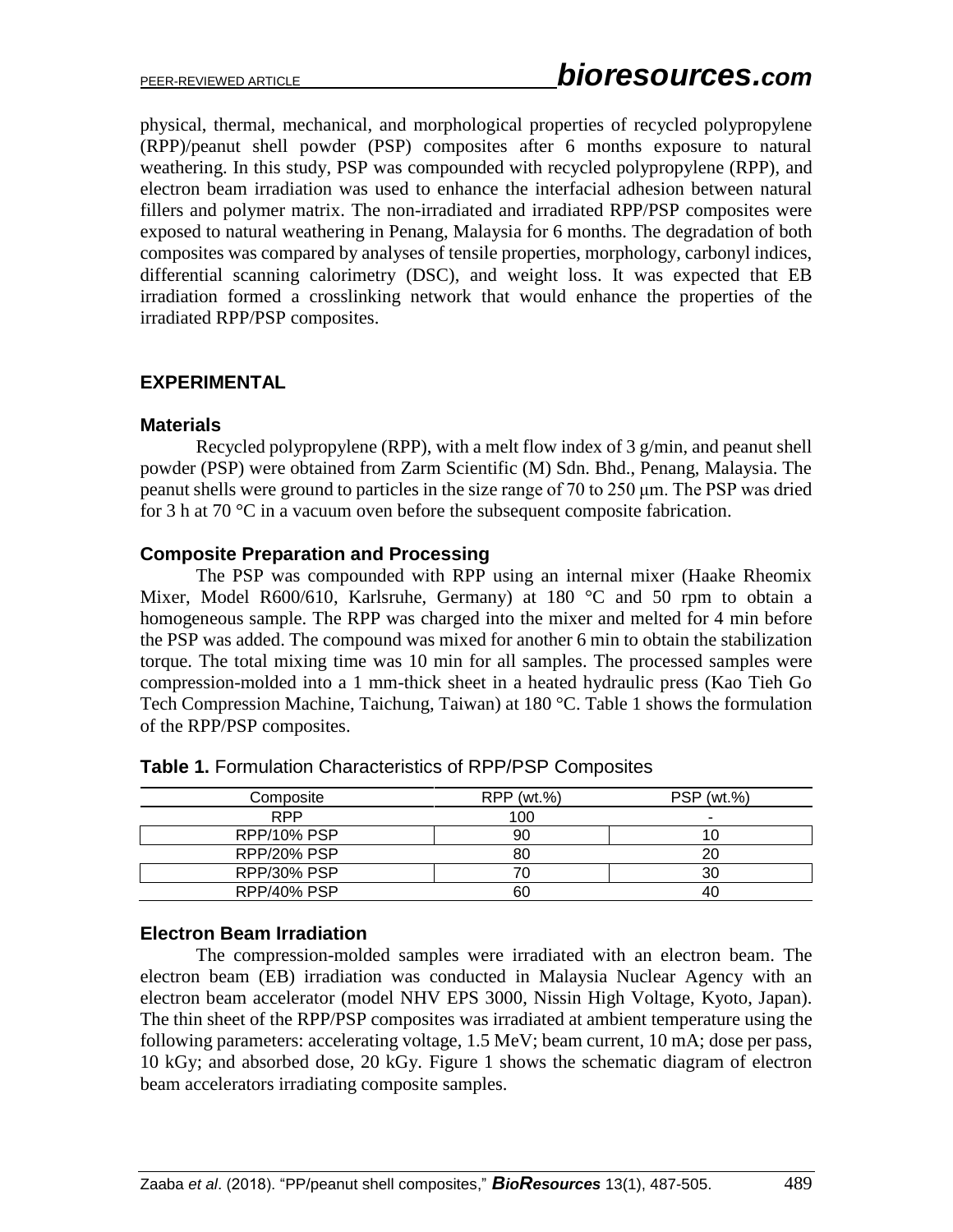physical, thermal, mechanical, and morphological properties of recycled polypropylene (RPP)/peanut shell powder (PSP) composites after 6 months exposure to natural weathering. In this study, PSP was compounded with recycled polypropylene (RPP), and electron beam irradiation was used to enhance the interfacial adhesion between natural fillers and polymer matrix. The non-irradiated and irradiated RPP/PSP composites were exposed to natural weathering in Penang, Malaysia for 6 months. The degradation of both composites was compared by analyses of tensile properties, morphology, carbonyl indices, differential scanning calorimetry (DSC), and weight loss. It was expected that EB irradiation formed a crosslinking network that would enhance the properties of the irradiated RPP/PSP composites.

## EXPERIMENTAL

### Materials

Recycled polypropylene (RPP), with a melt flow index of 3 g/min, and peanut shell powder (PSP) were obtained from Zarm Scientific (M) Sdn. Bhd., Penang, Malaysia. The peanut shells were ground to particles in the size range of 70 to 250 μm. The PSP was dried for 3 h at 70 °C in a vacuum oven before the subsequent composite fabrication.

### Composite Preparation and Processing

The PSP was compounded with RPP using an internal mixer (Haake Rheomix Mixer, Model R600/610, Karlsruhe, Germany) at 180 °C and 50 rpm to obtain a homogeneous sample. The RPP was charged into the mixer and melted for 4 min before the PSP was added. The compound was mixed for another 6 min to obtain the stabilization torque. The total mixing time was 10 min for all samples. The processed samples were compression-molded into a 1 mm-thick sheet in a heated hydraulic press (Kao Tieh Go Tech Compression Machine, Taichung, Taiwan) at 180 °C. Table 1 shows the formulation of the RPP/PSP composites.

**Table 1.** Formulation Characteristics of RPP/PSP Composites

| Composite | RPP (wt.%) | PSP (wt.%) |
|---|---|---|
| RPP | 100 | - |
| RPP/10% PSP | 90 | 10 |
| RPP/20% PSP | 80 | 20 |
| RPP/30% PSP | 70 | 30 |
| RPP/40% PSP | 60 | 40 |

### Electron Beam Irradiation

The compression-molded samples were irradiated with an electron beam. The electron beam (EB) irradiation was conducted in Malaysia Nuclear Agency with an electron beam accelerator (model NHV EPS 3000, Nissin High Voltage, Kyoto, Japan). The thin sheet of the RPP/PSP composites was irradiated at ambient temperature using the following parameters: accelerating voltage, 1.5 MeV; beam current, 10 mA; dose per pass, 10 kGy; and absorbed dose, 20 kGy. Figure 1 shows the schematic diagram of electron beam accelerators irradiating composite samples.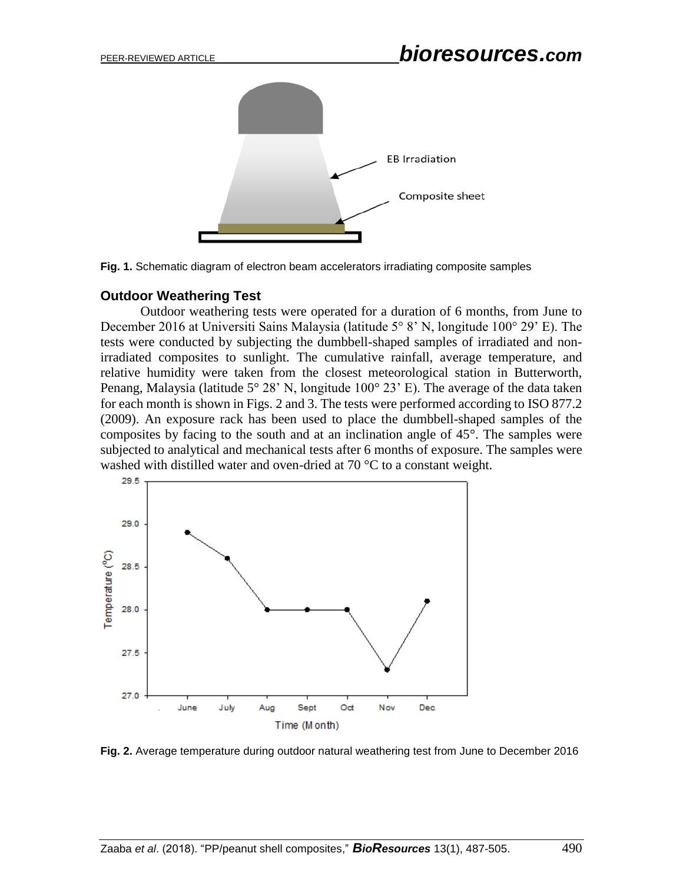**Fig. 1.** Schematic diagram of electron beam accelerators irradiating composite samples

### Outdoor Weathering Test

Outdoor weathering tests were operated for a duration of 6 months, from June to December 2016 at Universiti Sains Malaysia (latitude 5° 8' N, longitude 100° 29' E). The tests were conducted by subjecting the dumbbell-shaped samples of irradiated and non-irradiated composites to sunlight. The cumulative rainfall, average temperature, and relative humidity were taken from the closest meteorological station in Butterworth, Penang, Malaysia (latitude 5° 28' N, longitude 100° 23' E). The average of the data taken for each month is shown in Figs. 2 and 3. The tests were performed according to ISO 877.2 (2009). An exposure rack has been used to place the dumbbell-shaped samples of the composites by facing to the south and at an inclination angle of 45°. The samples were subjected to analytical and mechanical tests after 6 months of exposure. The samples were washed with distilled water and oven-dried at 70 °C to a constant weight.

**Fig. 2.** Average temperature during outdoor natural weathering test from June to December 2016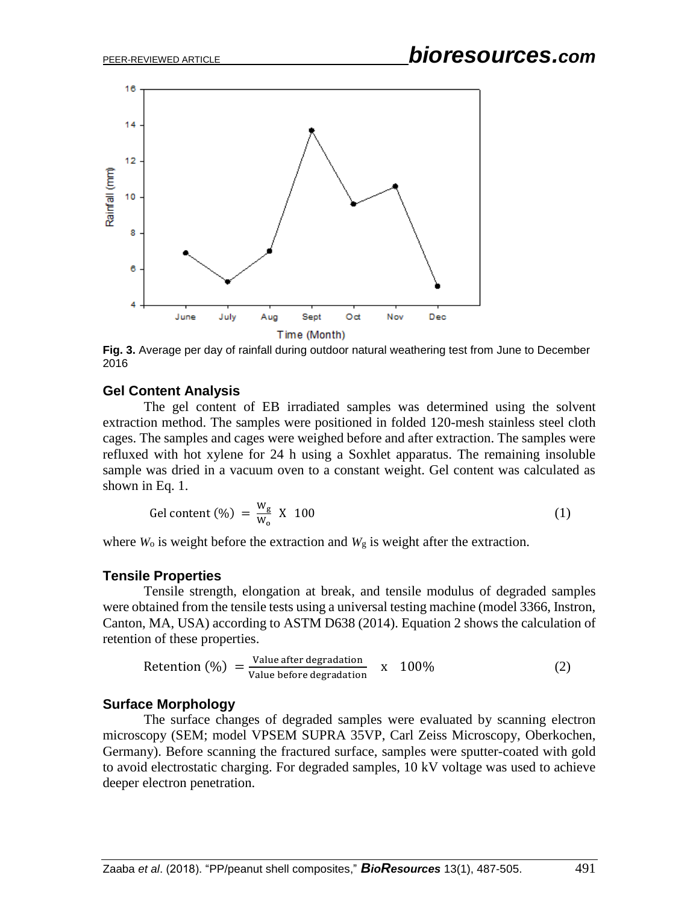**Fig. 3.** Average per day of rainfall during outdoor natural weathering test from June to December 2016

### Gel Content Analysis

The gel content of EB irradiated samples was determined using the solvent extraction method. The samples were positioned in folded 120-mesh stainless steel cloth cages. The samples and cages were weighed before and after extraction. The samples were refluxed with hot xylene for 24 h using a Soxhlet apparatus. The remaining insoluble sample was dried in a vacuum oven to a constant weight. Gel content was calculated as shown in Eq. 1.

$$\text{Gel content (\%)} = \frac{W_g}{W_o} \times 100 \tag{1}$$

where $W_o$ is weight before the extraction and $W_g$ is weight after the extraction.

### Tensile Properties

Tensile strength, elongation at break, and tensile modulus of degraded samples were obtained from the tensile tests using a universal testing machine (model 3366, Instron, Canton, MA, USA) according to ASTM D638 (2014). Equation 2 shows the calculation of retention of these properties.

$$\text{Retention (\%)} = \frac{\text{Value after degradation}}{\text{Value before degradation}} \times 100\% \tag{2}$$

### Surface Morphology

The surface changes of degraded samples were evaluated by scanning electron microscopy (SEM; model VPSEM SUPRA 35VP, Carl Zeiss Microscopy, Oberkochen, Germany). Before scanning the fractured surface, samples were sputter-coated with gold to avoid electrostatic charging. For degraded samples, 10 kV voltage was used to achieve deeper electron penetration.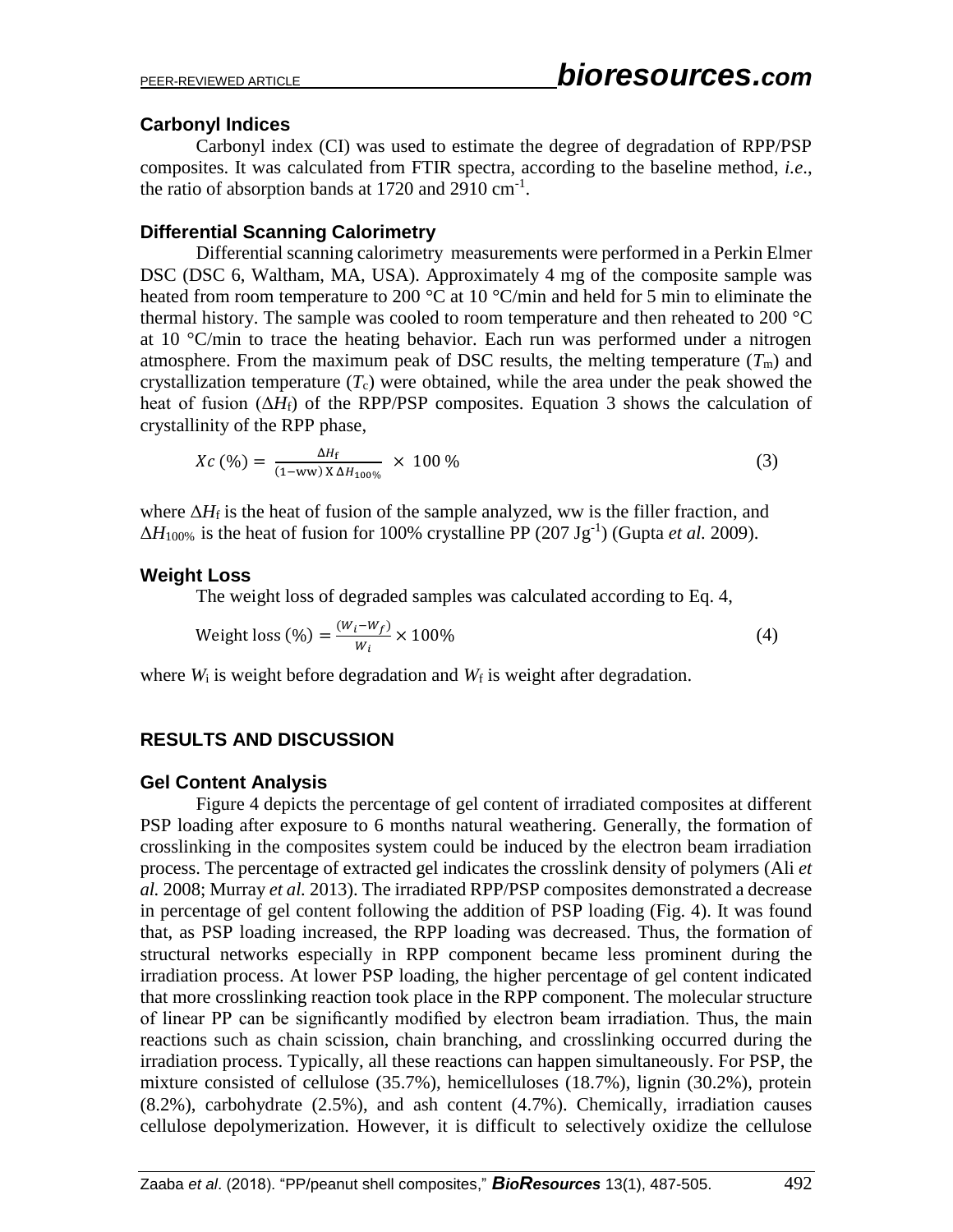### Carbonyl Indices

Carbonyl index (CI) was used to estimate the degree of degradation of RPP/PSP composites. It was calculated from FTIR spectra, according to the baseline method, *i.e*., the ratio of absorption bands at 1720 and 2910 $cm^{-1}$.

### Differential Scanning Calorimetry

Differential scanning calorimetry measurements were performed in a Perkin Elmer DSC (DSC 6, Waltham, MA, USA). Approximately 4 mg of the composite sample was heated from room temperature to 200 °C at 10 °C/min and held for 5 min to eliminate the thermal history. The sample was cooled to room temperature and then reheated to 200 °C at 10 °C/min to trace the heating behavior. Each run was performed under a nitrogen atmosphere. From the maximum peak of DSC results, the melting temperature ($T_m$) and crystallization temperature ($T_c$) were obtained, while the area under the peak showed the heat of fusion ($\Delta H_f$) of the RPP/PSP composites. Equation 3 shows the calculation of crystallinity of the RPP phase,

$$Xc\,(\%) = \frac{\Delta H_f}{(1-\text{ww}) \times \Delta H_{100\%}} \times 100\,\% \tag{3}$$

where $\Delta H_f$ is the heat of fusion of the sample analyzed, ww is the filler fraction, and $\Delta H_{100\%}$ is the heat of fusion for 100% crystalline PP (207 $Jg^{-1}$) (Gupta *et al.* 2009).

### Weight Loss

The weight loss of degraded samples was calculated according to Eq. 4,

$$\text{Weight loss } (\%) = \frac{(W_i - W_f)}{W_i} \times 100\% \tag{4}$$

where $W_i$ is weight before degradation and $W_f$ is weight after degradation.

## RESULTS AND DISCUSSION

### Gel Content Analysis

Figure 4 depicts the percentage of gel content of irradiated composites at different PSP loading after exposure to 6 months natural weathering. Generally, the formation of crosslinking in the composites system could be induced by the electron beam irradiation process. The percentage of extracted gel indicates the crosslink density of polymers (Ali *et al.* 2008; Murray *et al.* 2013). The irradiated RPP/PSP composites demonstrated a decrease in percentage of gel content following the addition of PSP loading (Fig. 4). It was found that, as PSP loading increased, the RPP loading was decreased. Thus, the formation of structural networks especially in RPP component became less prominent during the irradiation process. At lower PSP loading, the higher percentage of gel content indicated that more crosslinking reaction took place in the RPP component. The molecular structure of linear PP can be significantly modified by electron beam irradiation. Thus, the main reactions such as chain scission, chain branching, and crosslinking occurred during the irradiation process. Typically, all these reactions can happen simultaneously. For PSP, the mixture consisted of cellulose (35.7%), hemicelluloses (18.7%), lignin (30.2%), protein (8.2%), carbohydrate (2.5%), and ash content (4.7%). Chemically, irradiation causes cellulose depolymerization. However, it is difficult to selectively oxidize the cellulose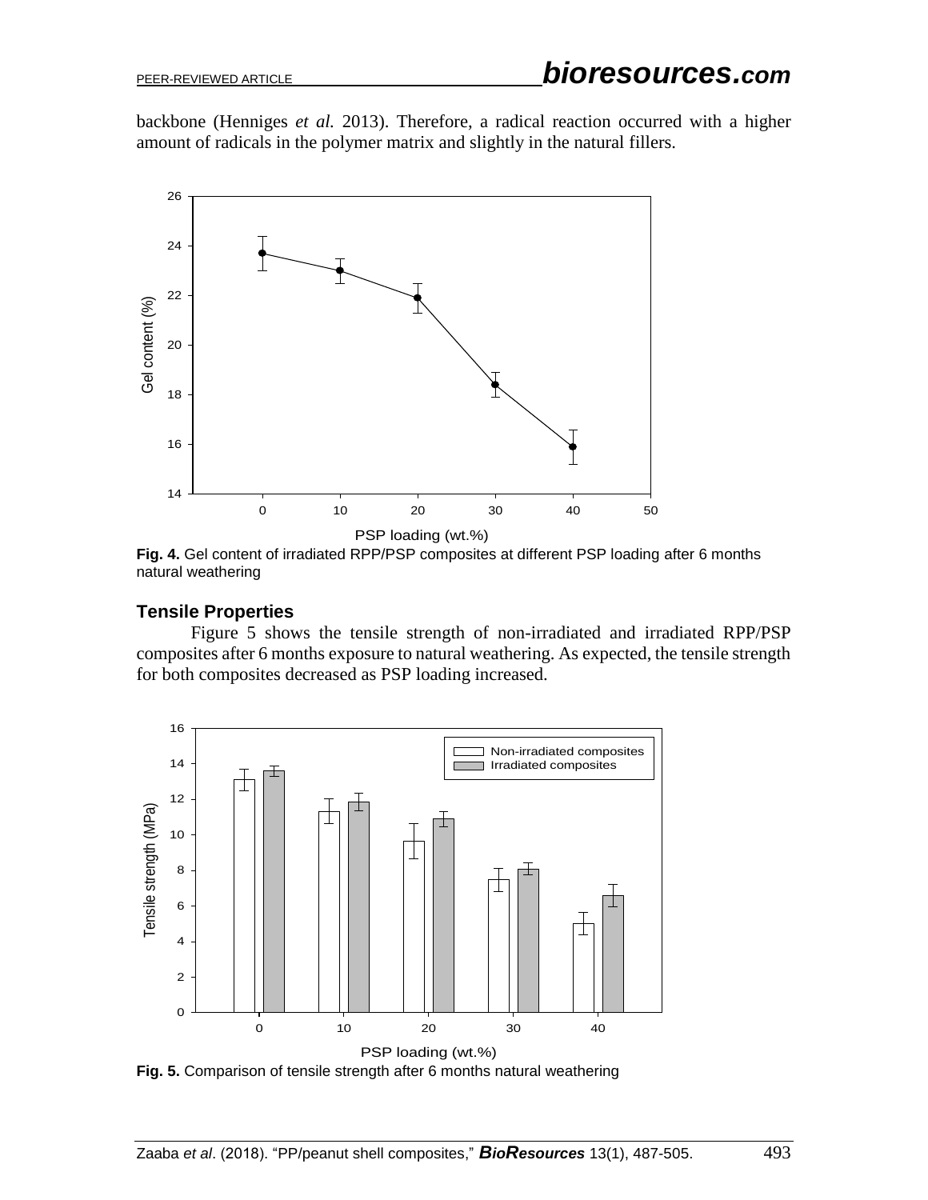backbone (Henniges *et al.* 2013). Therefore, a radical reaction occurred with a higher amount of radicals in the polymer matrix and slightly in the natural fillers.

**Fig. 4.** Gel content of irradiated RPP/PSP composites at different PSP loading after 6 months natural weathering

### Tensile Properties

Figure 5 shows the tensile strength of non-irradiated and irradiated RPP/PSP composites after 6 months exposure to natural weathering. As expected, the tensile strength for both composites decreased as PSP loading increased.

**Fig. 5.** Comparison of tensile strength after 6 months natural weathering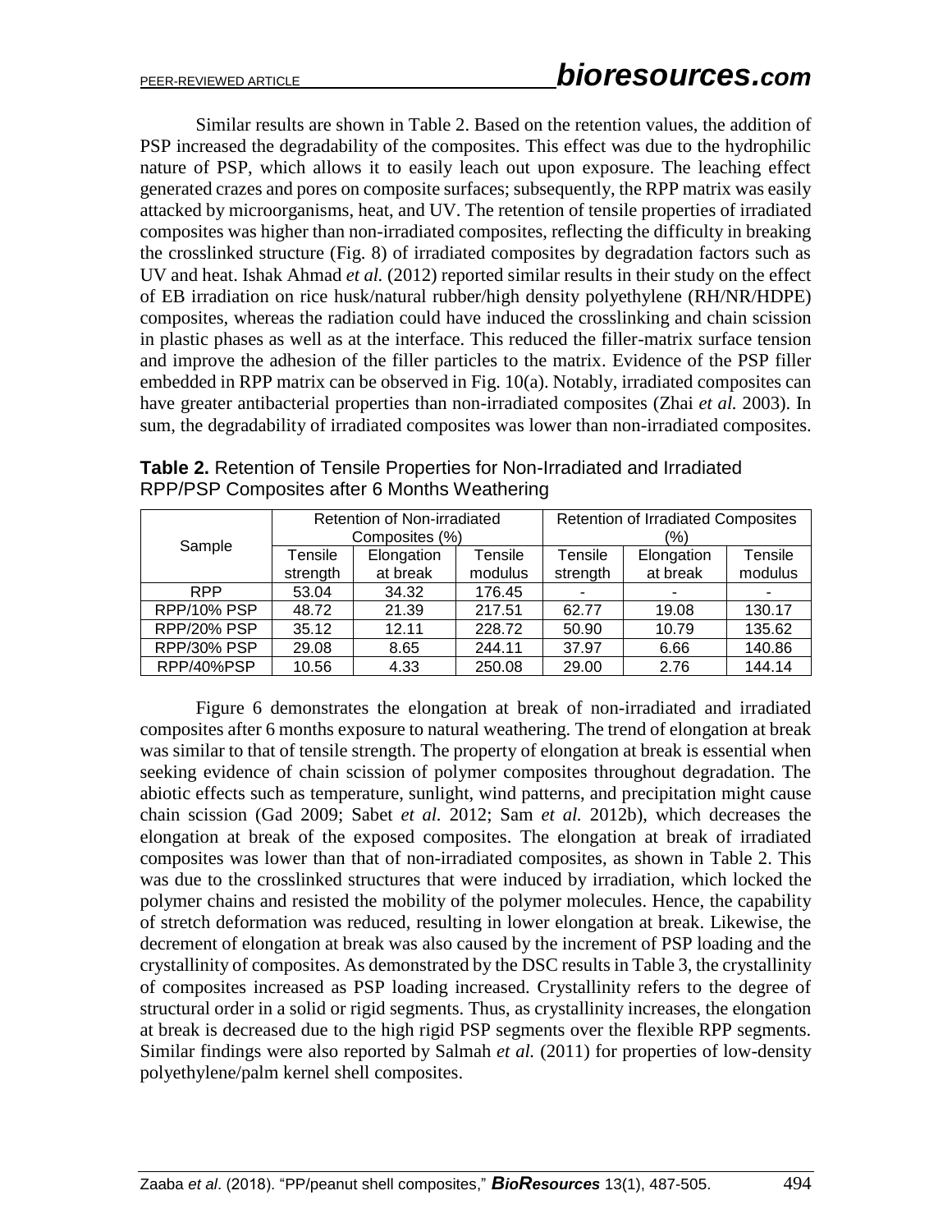Similar results are shown in Table 2. Based on the retention values, the addition of PSP increased the degradability of the composites. This effect was due to the hydrophilic nature of PSP, which allows it to easily leach out upon exposure. The leaching effect generated crazes and pores on composite surfaces; subsequently, the RPP matrix was easily attacked by microorganisms, heat, and UV. The retention of tensile properties of irradiated composites was higher than non-irradiated composites, reflecting the difficulty in breaking the crosslinked structure (Fig. 8) of irradiated composites by degradation factors such as UV and heat. Ishak Ahmad *et al.* (2012) reported similar results in their study on the effect of EB irradiation on rice husk/natural rubber/high density polyethylene (RH/NR/HDPE) composites, whereas the radiation could have induced the crosslinking and chain scission in plastic phases as well as at the interface. This reduced the filler-matrix surface tension and improve the adhesion of the filler particles to the matrix. Evidence of the PSP filler embedded in RPP matrix can be observed in Fig. 10(a). Notably, irradiated composites can have greater antibacterial properties than non-irradiated composites (Zhai *et al.* 2003). In sum, the degradability of irradiated composites was lower than non-irradiated composites.

**Table 2.** Retention of Tensile Properties for Non-Irradiated and Irradiated RPP/PSP Composites after 6 Months Weathering

| Sample | Retention of Non-irradiated Composites (%) | | | Retention of Irradiated Composites (%) | | |
|---|---|---|---|---|---|---|
| | Tensile strength | Elongation at break | Tensile modulus | Tensile strength | Elongation at break | Tensile modulus |
| RPP | 53.04 | 34.32 | 176.45 | - | - | - |
| RPP/10% PSP | 48.72 | 21.39 | 217.51 | 62.77 | 19.08 | 130.17 |
| RPP/20% PSP | 35.12 | 12.11 | 228.72 | 50.90 | 10.79 | 135.62 |
| RPP/30% PSP | 29.08 | 8.65 | 244.11 | 37.97 | 6.66 | 140.86 |
| RPP/40%PSP | 10.56 | 4.33 | 250.08 | 29.00 | 2.76 | 144.14 |

Figure 6 demonstrates the elongation at break of non-irradiated and irradiated composites after 6 months exposure to natural weathering. The trend of elongation at break was similar to that of tensile strength. The property of elongation at break is essential when seeking evidence of chain scission of polymer composites throughout degradation. The abiotic effects such as temperature, sunlight, wind patterns, and precipitation might cause chain scission (Gad 2009; Sabet *et al.* 2012; Sam *et al.* 2012b), which decreases the elongation at break of the exposed composites. The elongation at break of irradiated composites was lower than that of non-irradiated composites, as shown in Table 2. This was due to the crosslinked structures that were induced by irradiation, which locked the polymer chains and resisted the mobility of the polymer molecules. Hence, the capability of stretch deformation was reduced, resulting in lower elongation at break. Likewise, the decrement of elongation at break was also caused by the increment of PSP loading and the crystallinity of composites. As demonstrated by the DSC results in Table 3, the crystallinity of composites increased as PSP loading increased. Crystallinity refers to the degree of structural order in a solid or rigid segments. Thus, as crystallinity increases, the elongation at break is decreased due to the high rigid PSP segments over the flexible RPP segments. Similar findings were also reported by Salmah *et al.* (2011) for properties of low-density polyethylene/palm kernel shell composites.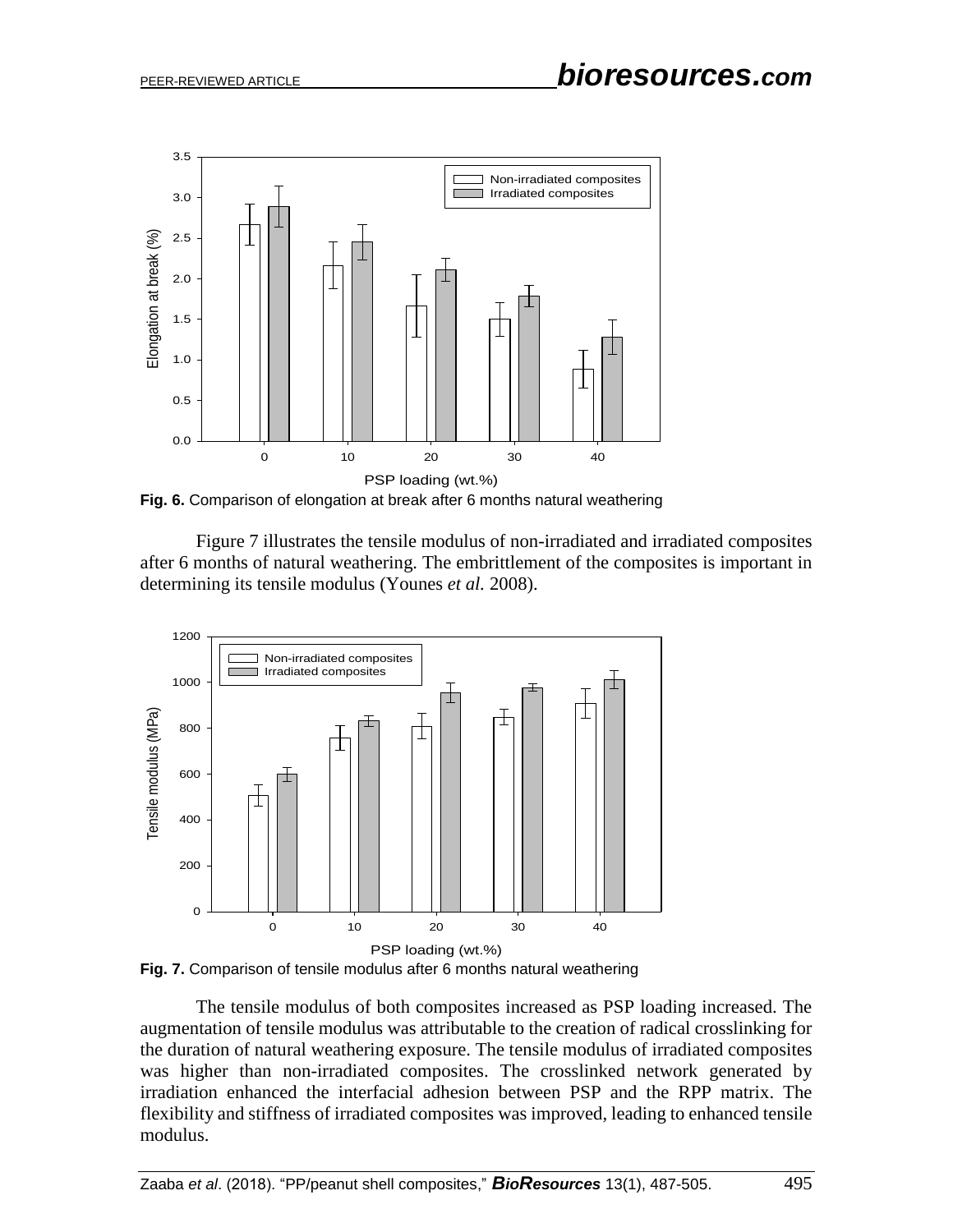**Fig. 6.** Comparison of elongation at break after 6 months natural weathering

Figure 7 illustrates the tensile modulus of non-irradiated and irradiated composites after 6 months of natural weathering. The embrittlement of the composites is important in determining its tensile modulus (Younes *et al.* 2008).

**Fig. 7.** Comparison of tensile modulus after 6 months natural weathering

The tensile modulus of both composites increased as PSP loading increased. The augmentation of tensile modulus was attributable to the creation of radical crosslinking for the duration of natural weathering exposure. The tensile modulus of irradiated composites was higher than non-irradiated composites. The crosslinked network generated by irradiation enhanced the interfacial adhesion between PSP and the RPP matrix. The flexibility and stiffness of irradiated composites was improved, leading to enhanced tensile modulus.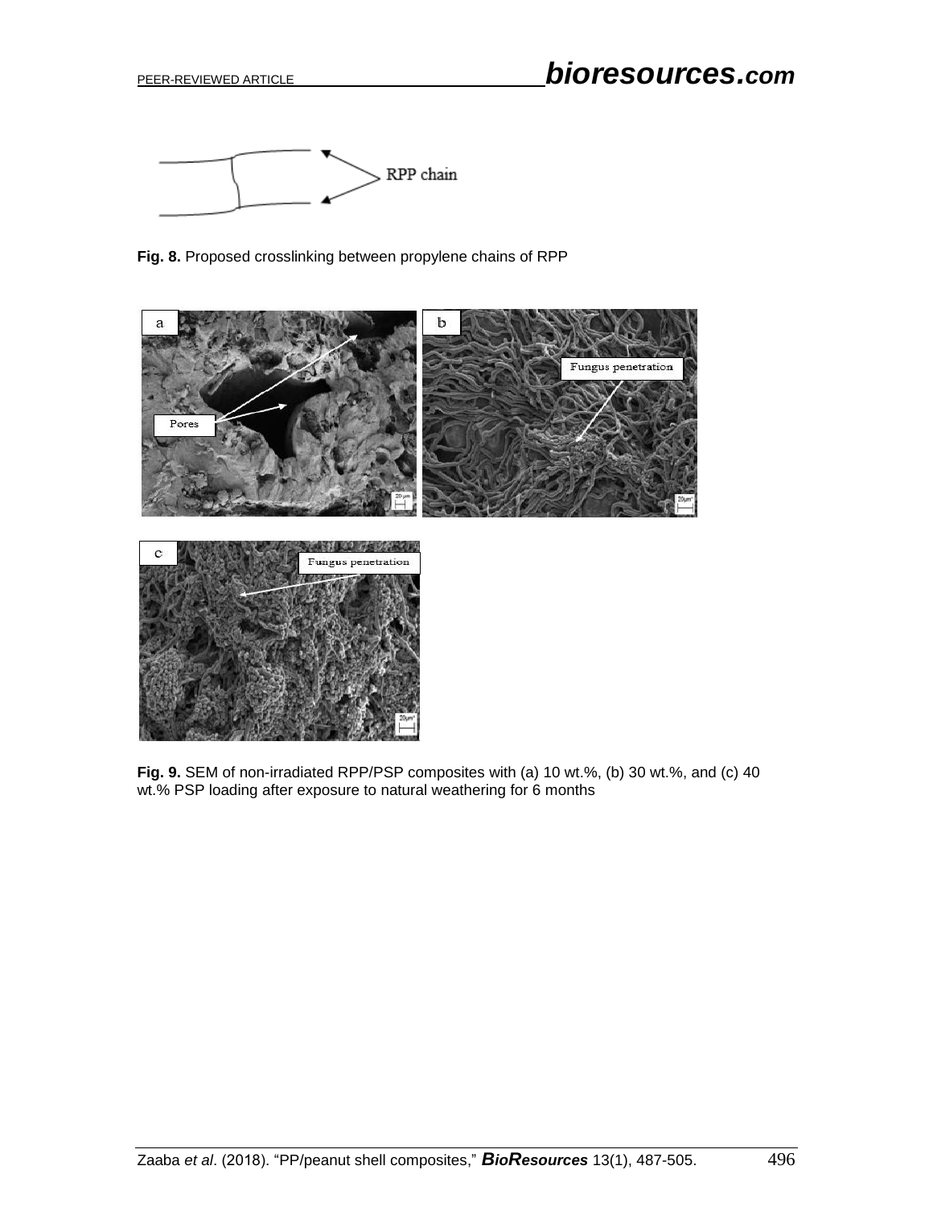**Fig. 8.** Proposed crosslinking between propylene chains of RPP

**Fig. 9.** SEM of non-irradiated RPP/PSP composites with (a) 10 wt.%, (b) 30 wt.%, and (c) 40 wt.% PSP loading after exposure to natural weathering for 6 months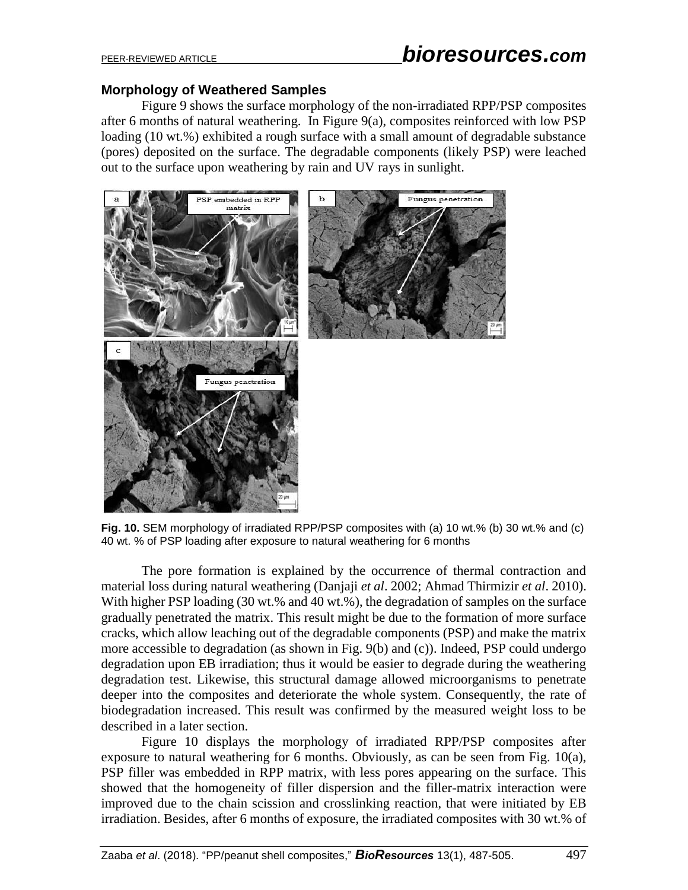### Morphology of Weathered Samples

Figure 9 shows the surface morphology of the non-irradiated RPP/PSP composites after 6 months of natural weathering. In Figure 9(a), composites reinforced with low PSP loading (10 wt.%) exhibited a rough surface with a small amount of degradable substance (pores) deposited on the surface. The degradable components (likely PSP) were leached out to the surface upon weathering by rain and UV rays in sunlight.

**Fig. 10.** SEM morphology of irradiated RPP/PSP composites with (a) 10 wt.% (b) 30 wt.% and (c) 40 wt. % of PSP loading after exposure to natural weathering for 6 months

The pore formation is explained by the occurrence of thermal contraction and material loss during natural weathering (Danjaji *et al*. 2002; Ahmad Thirmizir *et al*. 2010). With higher PSP loading (30 wt.% and 40 wt.%), the degradation of samples on the surface gradually penetrated the matrix. This result might be due to the formation of more surface cracks, which allow leaching out of the degradable components (PSP) and make the matrix more accessible to degradation (as shown in Fig. 9(b) and (c)). Indeed, PSP could undergo degradation upon EB irradiation; thus it would be easier to degrade during the weathering degradation test. Likewise, this structural damage allowed microorganisms to penetrate deeper into the composites and deteriorate the whole system. Consequently, the rate of biodegradation increased. This result was confirmed by the measured weight loss to be described in a later section.

Figure 10 displays the morphology of irradiated RPP/PSP composites after exposure to natural weathering for 6 months. Obviously, as can be seen from Fig. 10(a), PSP filler was embedded in RPP matrix, with less pores appearing on the surface. This showed that the homogeneity of filler dispersion and the filler-matrix interaction were improved due to the chain scission and crosslinking reaction, that were initiated by EB irradiation. Besides, after 6 months of exposure, the irradiated composites with 30 wt.% of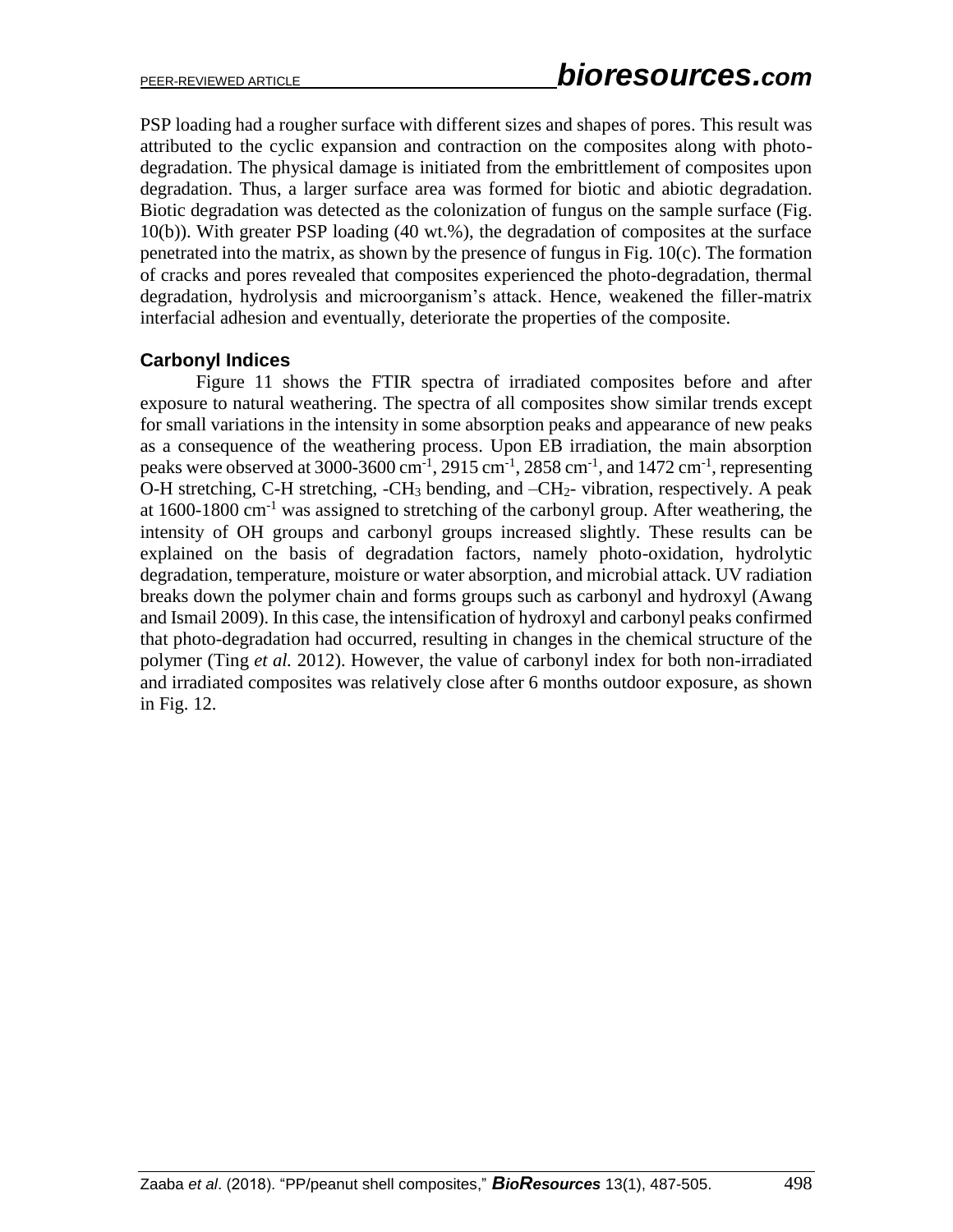PSP loading had a rougher surface with different sizes and shapes of pores. This result was attributed to the cyclic expansion and contraction on the composites along with photo-degradation. The physical damage is initiated from the embrittlement of composites upon degradation. Thus, a larger surface area was formed for biotic and abiotic degradation. Biotic degradation was detected as the colonization of fungus on the sample surface (Fig. 10(b)). With greater PSP loading (40 wt.%), the degradation of composites at the surface penetrated into the matrix, as shown by the presence of fungus in Fig. 10(c). The formation of cracks and pores revealed that composites experienced the photo-degradation, thermal degradation, hydrolysis and microorganism's attack. Hence, weakened the filler-matrix interfacial adhesion and eventually, deteriorate the properties of the composite.

## Carbonyl Indices

Figure 11 shows the FTIR spectra of irradiated composites before and after exposure to natural weathering. The spectra of all composites show similar trends except for small variations in the intensity in some absorption peaks and appearance of new peaks as a consequence of the weathering process. Upon EB irradiation, the main absorption peaks were observed at 3000-3600 $cm^{-1}$, 2915 $cm^{-1}$, 2858 $cm^{-1}$, and 1472 $cm^{-1}$, representing O-H stretching, C-H stretching, $-CH_3$ bending, and $-CH_2-$ vibration, respectively. A peak at 1600-1800 $cm^{-1}$ was assigned to stretching of the carbonyl group. After weathering, the intensity of OH groups and carbonyl groups increased slightly. These results can be explained on the basis of degradation factors, namely photo-oxidation, hydrolytic degradation, temperature, moisture or water absorption, and microbial attack. UV radiation breaks down the polymer chain and forms groups such as carbonyl and hydroxyl (Awang and Ismail 2009). In this case, the intensification of hydroxyl and carbonyl peaks confirmed that photo-degradation had occurred, resulting in changes in the chemical structure of the polymer (Ting *et al.* 2012). However, the value of carbonyl index for both non-irradiated and irradiated composites was relatively close after 6 months outdoor exposure, as shown in Fig. 12.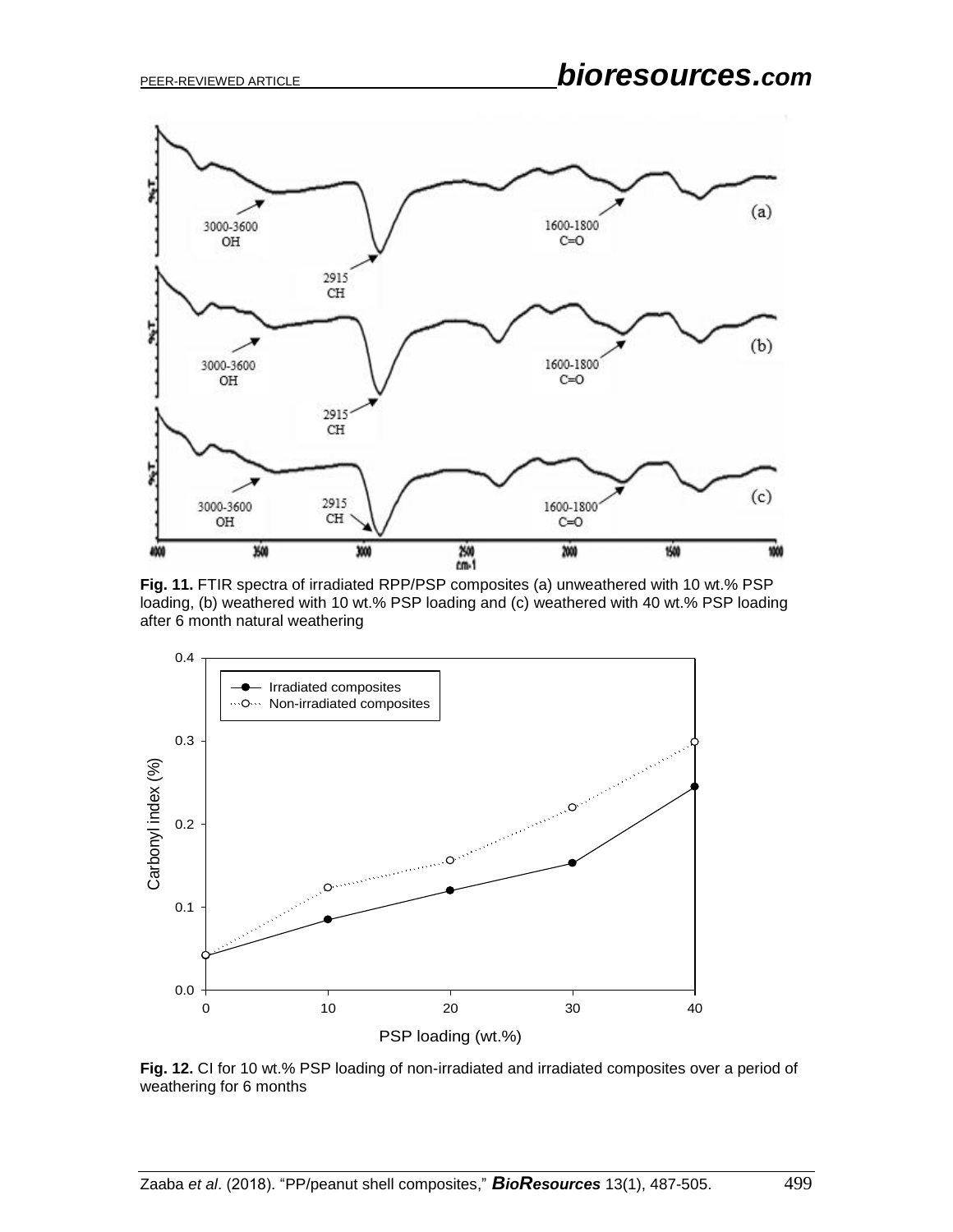**Fig. 11.** FTIR spectra of irradiated RPP/PSP composites (a) unweathered with 10 wt.% PSP loading, (b) weathered with 10 wt.% PSP loading and (c) weathered with 40 wt.% PSP loading after 6 month natural weathering

**Fig. 12.** CI for 10 wt.% PSP loading of non-irradiated and irradiated composites over a period of weathering for 6 months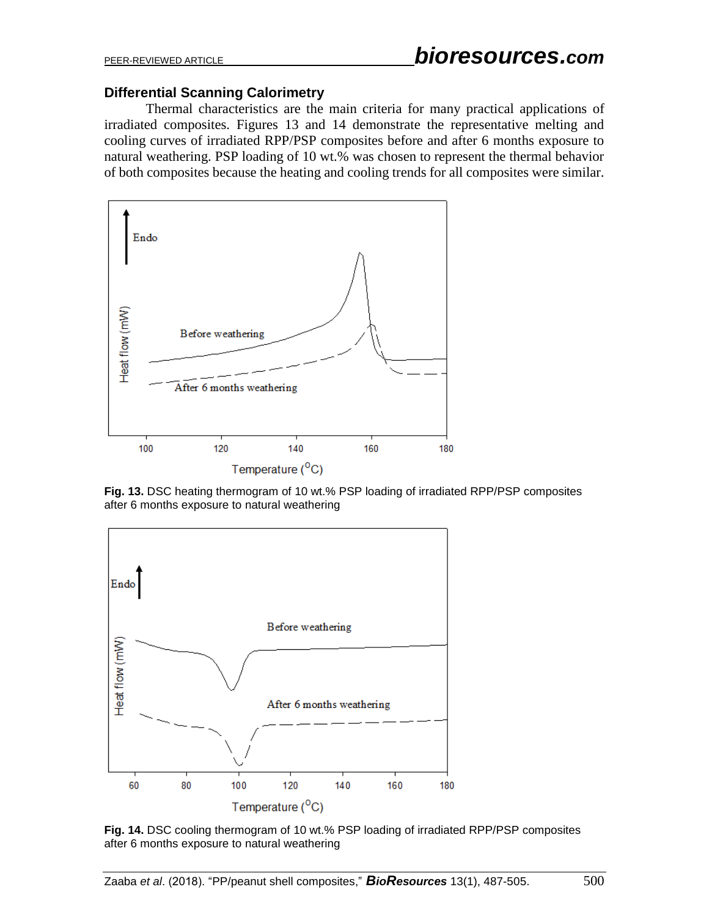### Differential Scanning Calorimetry

Thermal characteristics are the main criteria for many practical applications of irradiated composites. Figures 13 and 14 demonstrate the representative melting and cooling curves of irradiated RPP/PSP composites before and after 6 months exposure to natural weathering. PSP loading of 10 wt.% was chosen to represent the thermal behavior of both composites because the heating and cooling trends for all composites were similar.

**Fig. 13.** DSC heating thermogram of 10 wt.% PSP loading of irradiated RPP/PSP composites after 6 months exposure to natural weathering

**Fig. 14.** DSC cooling thermogram of 10 wt.% PSP loading of irradiated RPP/PSP composites after 6 months exposure to natural weathering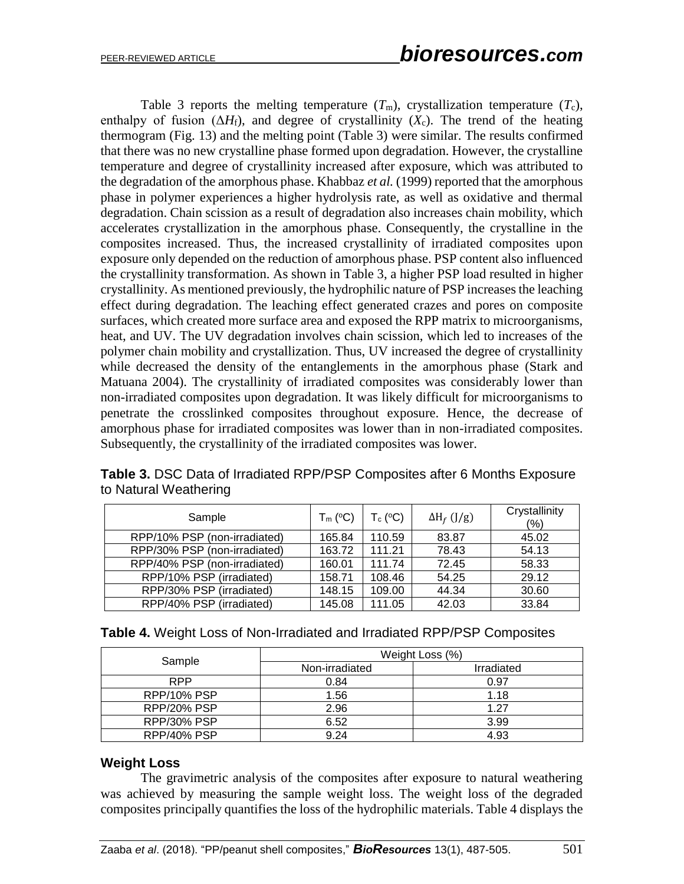Table 3 reports the melting temperature ($T_m$), crystallization temperature ($T_c$), enthalpy of fusion ($\Delta H_f$), and degree of crystallinity ($X_c$). The trend of the heating thermogram (Fig. 13) and the melting point (Table 3) were similar. The results confirmed that there was no new crystalline phase formed upon degradation. However, the crystalline temperature and degree of crystallinity increased after exposure, which was attributed to the degradation of the amorphous phase. Khabbaz *et al.* (1999) reported that the amorphous phase in polymer experiences a higher hydrolysis rate, as well as oxidative and thermal degradation. Chain scission as a result of degradation also increases chain mobility, which accelerates crystallization in the amorphous phase. Consequently, the crystalline in the composites increased. Thus, the increased crystallinity of irradiated composites upon exposure only depended on the reduction of amorphous phase. PSP content also influenced the crystallinity transformation. As shown in Table 3, a higher PSP load resulted in higher crystallinity. As mentioned previously, the hydrophilic nature of PSP increases the leaching effect during degradation. The leaching effect generated crazes and pores on composite surfaces, which created more surface area and exposed the RPP matrix to microorganisms, heat, and UV. The UV degradation involves chain scission, which led to increases of the polymer chain mobility and crystallization. Thus, UV increased the degree of crystallinity while decreased the density of the entanglements in the amorphous phase (Stark and Matuana 2004). The crystallinity of irradiated composites was considerably lower than non-irradiated composites upon degradation. It was likely difficult for microorganisms to penetrate the crosslinked composites throughout exposure. Hence, the decrease of amorphous phase for irradiated composites was lower than in non-irradiated composites. Subsequently, the crystallinity of the irradiated composites was lower.

**Table 3.** DSC Data of Irradiated RPP/PSP Composites after 6 Months Exposure to Natural Weathering

| Sample | $T_m$ (°C) | $T_c$ (°C) | $\Delta H_f$ (J/g) | Crystallinity (%) |
|---|---|---|---|---|
| RPP/10% PSP (non-irradiated) | 165.84 | 110.59 | 83.87 | 45.02 |
| RPP/30% PSP (non-irradiated) | 163.72 | 111.21 | 78.43 | 54.13 |
| RPP/40% PSP (non-irradiated) | 160.01 | 111.74 | 72.45 | 58.33 |
| RPP/10% PSP (irradiated) | 158.71 | 108.46 | 54.25 | 29.12 |
| RPP/30% PSP (irradiated) | 148.15 | 109.00 | 44.34 | 30.60 |
| RPP/40% PSP (irradiated) | 145.08 | 111.05 | 42.03 | 33.84 |

**Table 4.** Weight Loss of Non-Irradiated and Irradiated RPP/PSP Composites

| Sample | Weight Loss (%) | |
|---|---|---|
| | Non-irradiated | Irradiated |
| RPP | 0.84 | 0.97 |
| RPP/10% PSP | 1.56 | 1.18 |
| RPP/20% PSP | 2.96 | 1.27 |
| RPP/30% PSP | 6.52 | 3.99 |
| RPP/40% PSP | 9.24 | 4.93 |

### Weight Loss

The gravimetric analysis of the composites after exposure to natural weathering was achieved by measuring the sample weight loss. The weight loss of the degraded composites principally quantifies the loss of the hydrophilic materials. Table 4 displays the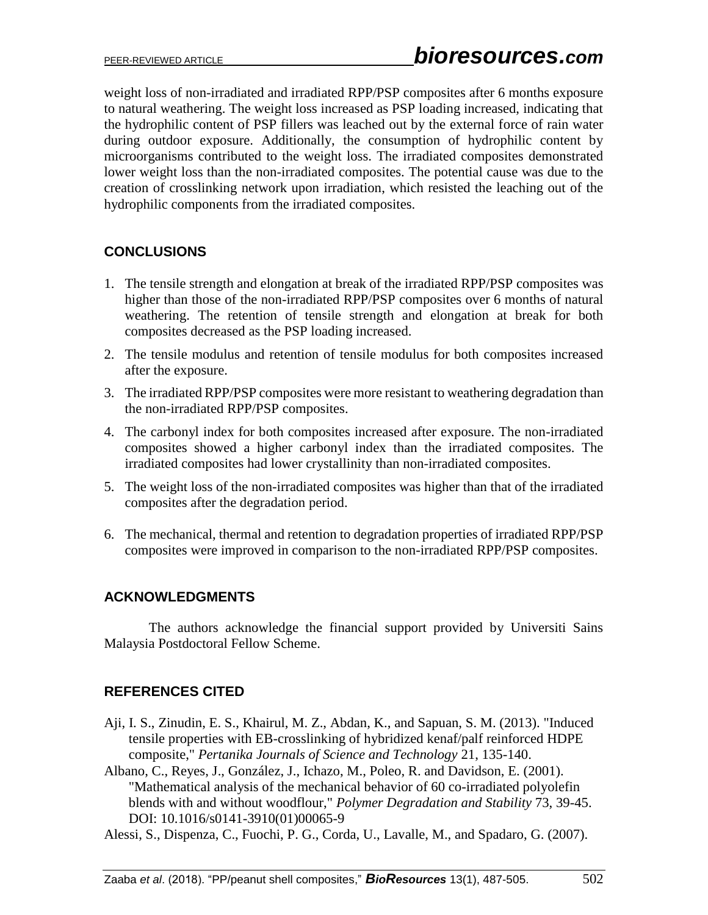weight loss of non-irradiated and irradiated RPP/PSP composites after 6 months exposure to natural weathering. The weight loss increased as PSP loading increased, indicating that the hydrophilic content of PSP fillers was leached out by the external force of rain water during outdoor exposure. Additionally, the consumption of hydrophilic content by microorganisms contributed to the weight loss. The irradiated composites demonstrated lower weight loss than the non-irradiated composites. The potential cause was due to the creation of crosslinking network upon irradiation, which resisted the leaching out of the hydrophilic components from the irradiated composites.

## CONCLUSIONS

1. The tensile strength and elongation at break of the irradiated RPP/PSP composites was higher than those of the non-irradiated RPP/PSP composites over 6 months of natural weathering. The retention of tensile strength and elongation at break for both composites decreased as the PSP loading increased.
2. The tensile modulus and retention of tensile modulus for both composites increased after the exposure.
3. The irradiated RPP/PSP composites were more resistant to weathering degradation than the non-irradiated RPP/PSP composites.
4. The carbonyl index for both composites increased after exposure. The non-irradiated composites showed a higher carbonyl index than the irradiated composites. The irradiated composites had lower crystallinity than non-irradiated composites.
5. The weight loss of the non-irradiated composites was higher than that of the irradiated composites after the degradation period.
6. The mechanical, thermal and retention to degradation properties of irradiated RPP/PSP composites were improved in comparison to the non-irradiated RPP/PSP composites.

## ACKNOWLEDGMENTS

The authors acknowledge the financial support provided by Universiti Sains Malaysia Postdoctoral Fellow Scheme.

## REFERENCES CITED

Aji, I. S., Zinudin, E. S., Khairul, M. Z., Abdan, K., and Sapuan, S. M. (2013). "Induced tensile properties with EB-crosslinking of hybridized kenaf/palf reinforced HDPE composite," *Pertanika Journals of Science and Technology* 21, 135-140.

Albano, C., Reyes, J., González, J., Ichazo, M., Poleo, R. and Davidson, E. (2001). "Mathematical analysis of the mechanical behavior of 60 co-irradiated polyolefin blends with and without woodflour," *Polymer Degradation and Stability* 73, 39-45. DOI: 10.1016/s0141-3910(01)00065-9

Alessi, S., Dispenza, C., Fuochi, P. G., Corda, U., Lavalle, M., and Spadaro, G. (2007).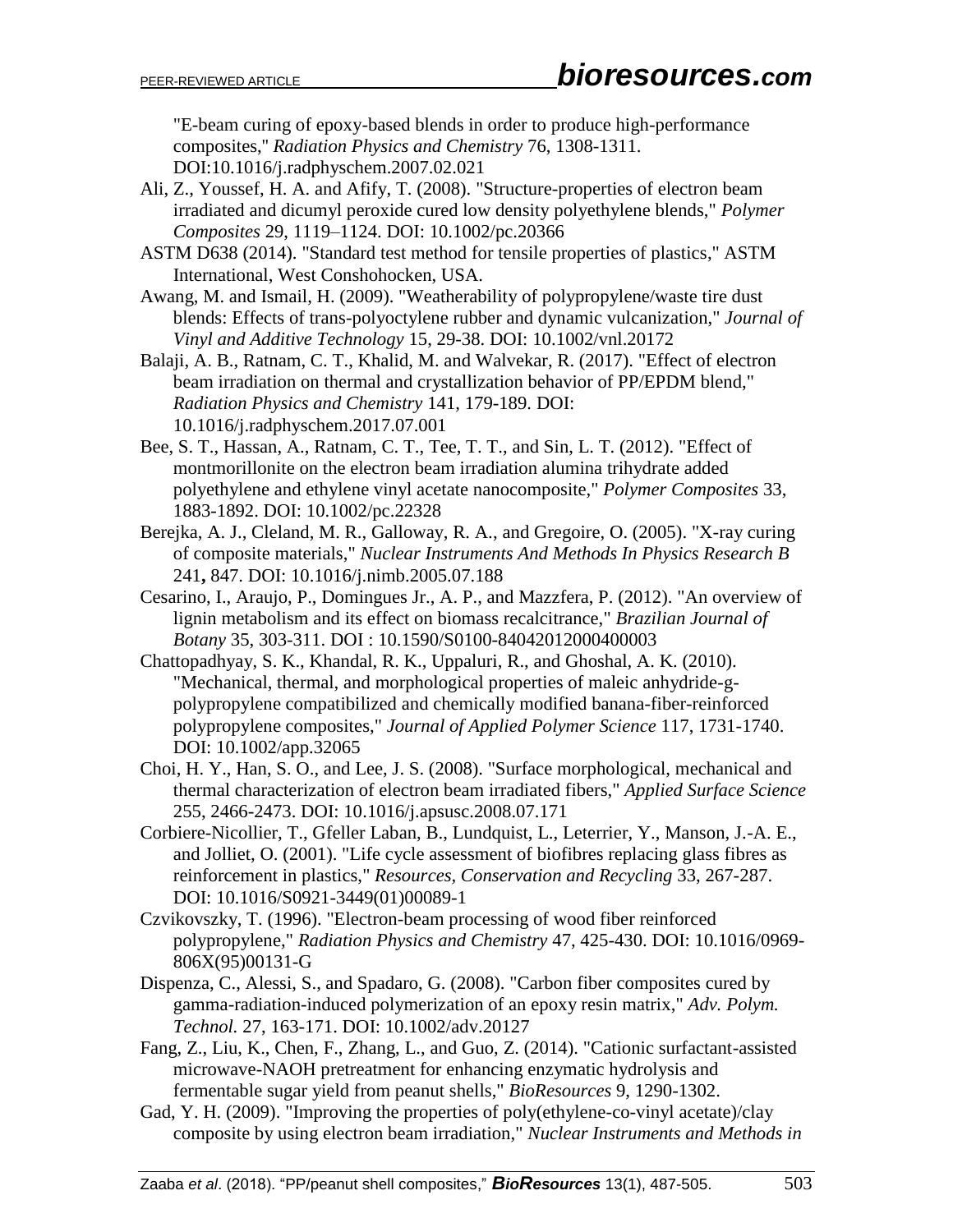"E-beam curing of epoxy-based blends in order to produce high-performance composites," *Radiation Physics and Chemistry* 76, 1308-1311. DOI:10.1016/j.radphyschem.2007.02.021

Ali, Z., Youssef, H. A. and Afify, T. (2008). "Structure-properties of electron beam irradiated and dicumyl peroxide cured low density polyethylene blends," *Polymer Composites* 29, 1119–1124. DOI: 10.1002/pc.20366

ASTM D638 (2014). "Standard test method for tensile properties of plastics," ASTM International, West Conshohocken, USA.

Awang, M. and Ismail, H. (2009). "Weatherability of polypropylene/waste tire dust blends: Effects of trans-polyoctylene rubber and dynamic vulcanization," *Journal of Vinyl and Additive Technology* 15, 29-38. DOI: 10.1002/vnl.20172

Balaji, A. B., Ratnam, C. T., Khalid, M. and Walvekar, R. (2017). "Effect of electron beam irradiation on thermal and crystallization behavior of PP/EPDM blend," *Radiation Physics and Chemistry* 141, 179-189. DOI: 10.1016/j.radphyschem.2017.07.001

Bee, S. T., Hassan, A., Ratnam, C. T., Tee, T. T., and Sin, L. T. (2012). "Effect of montmorillonite on the electron beam irradiation alumina trihydrate added polyethylene and ethylene vinyl acetate nanocomposite," *Polymer Composites* 33, 1883-1892. DOI: 10.1002/pc.22328

Berejka, A. J., Cleland, M. R., Galloway, R. A., and Gregoire, O. (2005). "X-ray curing of composite materials," *Nuclear Instruments And Methods In Physics Research B* 241**,** 847. DOI: 10.1016/j.nimb.2005.07.188

Cesarino, I., Araujo, P., Domingues Jr., A. P., and Mazzfera, P. (2012). "An overview of lignin metabolism and its effect on biomass recalcitrance," *Brazilian Journal of Botany* 35, 303-311. DOI : 10.1590/S0100-84042012000400003

Chattopadhyay, S. K., Khandal, R. K., Uppaluri, R., and Ghoshal, A. K. (2010). "Mechanical, thermal, and morphological properties of maleic anhydride-g-polypropylene compatibilized and chemically modified banana-fiber-reinforced polypropylene composites," *Journal of Applied Polymer Science* 117, 1731-1740. DOI: 10.1002/app.32065

Choi, H. Y., Han, S. O., and Lee, J. S. (2008). "Surface morphological, mechanical and thermal characterization of electron beam irradiated fibers," *Applied Surface Science* 255, 2466-2473. DOI: 10.1016/j.apsusc.2008.07.171

Corbiere-Nicollier, T., Gfeller Laban, B., Lundquist, L., Leterrier, Y., Manson, J.-A. E., and Jolliet, O. (2001). "Life cycle assessment of biofibres replacing glass fibres as reinforcement in plastics," *Resources, Conservation and Recycling* 33, 267-287. DOI: 10.1016/S0921-3449(01)00089-1

Czvikovszky, T. (1996). "Electron-beam processing of wood fiber reinforced polypropylene," *Radiation Physics and Chemistry* 47, 425-430. DOI: 10.1016/0969-806X(95)00131-G

Dispenza, C., Alessi, S., and Spadaro, G. (2008). "Carbon fiber composites cured by gamma-radiation-induced polymerization of an epoxy resin matrix," *Adv. Polym. Technol.* 27, 163-171. DOI: 10.1002/adv.20127

Fang, Z., Liu, K., Chen, F., Zhang, L., and Guo, Z. (2014). "Cationic surfactant-assisted microwave-NAOH pretreatment for enhancing enzymatic hydrolysis and fermentable sugar yield from peanut shells," *BioResources* 9, 1290-1302.

Gad, Y. H. (2009). "Improving the properties of poly(ethylene-co-vinyl acetate)/clay composite by using electron beam irradiation," *Nuclear Instruments and Methods in*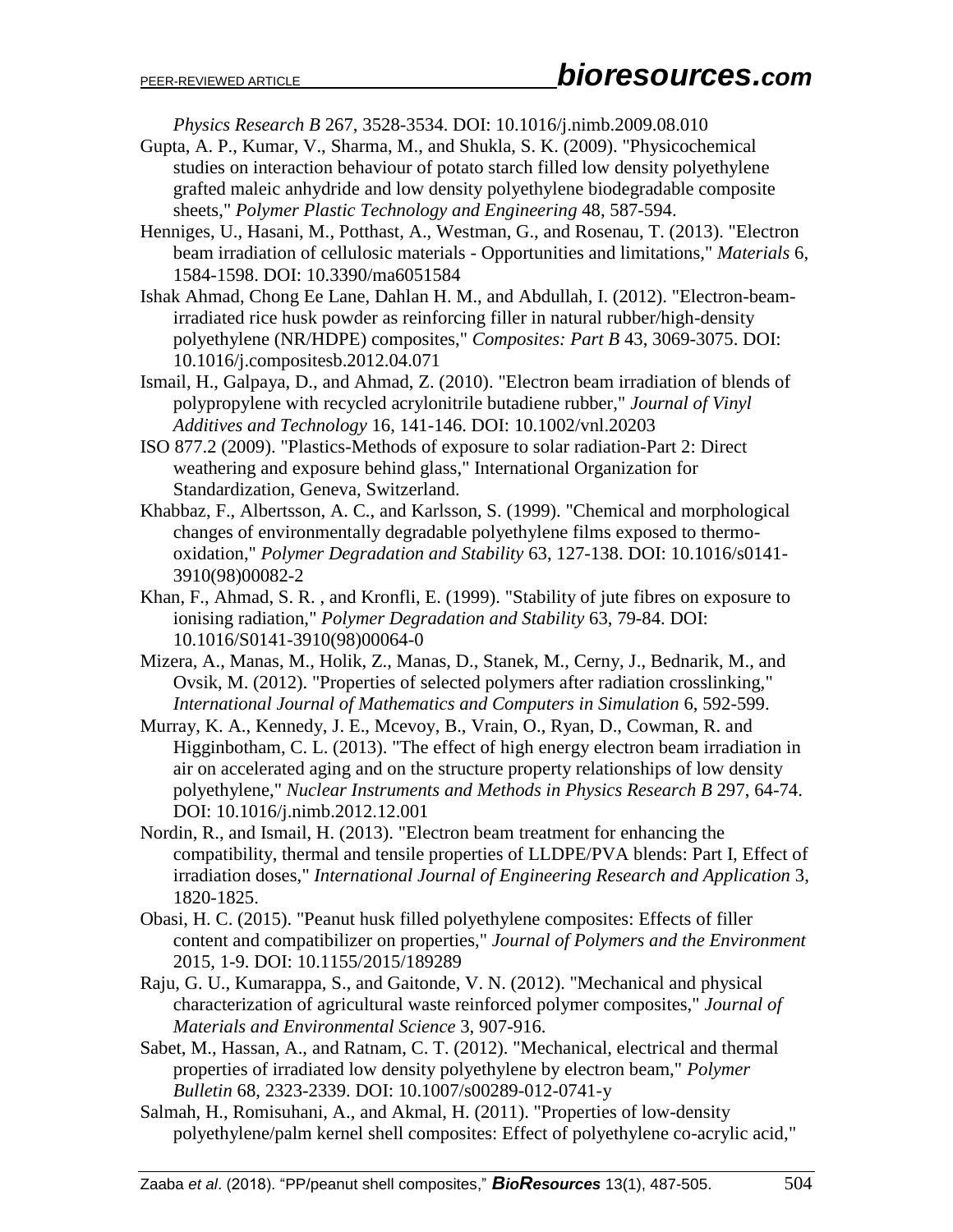*Physics Research B* 267, 3528-3534. DOI: 10.1016/j.nimb.2009.08.010

Gupta, A. P., Kumar, V., Sharma, M., and Shukla, S. K. (2009). "Physicochemical studies on interaction behaviour of potato starch filled low density polyethylene grafted maleic anhydride and low density polyethylene biodegradable composite sheets," *Polymer Plastic Technology and Engineering* 48, 587-594.

Henniges, U., Hasani, M., Potthast, A., Westman, G., and Rosenau, T. (2013). "Electron beam irradiation of cellulosic materials - Opportunities and limitations," *Materials* 6, 1584-1598. DOI: 10.3390/ma6051584

Ishak Ahmad, Chong Ee Lane, Dahlan H. M., and Abdullah, I. (2012). "Electron-beam-irradiated rice husk powder as reinforcing filler in natural rubber/high-density polyethylene (NR/HDPE) composites," *Composites: Part B* 43, 3069-3075. DOI: 10.1016/j.compositesb.2012.04.071

Ismail, H., Galpaya, D., and Ahmad, Z. (2010). "Electron beam irradiation of blends of polypropylene with recycled acrylonitrile butadiene rubber," *Journal of Vinyl Additives and Technology* 16, 141-146. DOI: 10.1002/vnl.20203

ISO 877.2 (2009). "Plastics-Methods of exposure to solar radiation-Part 2: Direct weathering and exposure behind glass," International Organization for Standardization, Geneva, Switzerland.

Khabbaz, F., Albertsson, A. C., and Karlsson, S. (1999). "Chemical and morphological changes of environmentally degradable polyethylene films exposed to thermo-oxidation," *Polymer Degradation and Stability* 63, 127-138. DOI: 10.1016/s0141-3910(98)00082-2

Khan, F., Ahmad, S. R. , and Kronfli, E. (1999). "Stability of jute fibres on exposure to ionising radiation," *Polymer Degradation and Stability* 63, 79-84. DOI: 10.1016/S0141-3910(98)00064-0

Mizera, A., Manas, M., Holik, Z., Manas, D., Stanek, M., Cerny, J., Bednarik, M., and Ovsik, M. (2012). "Properties of selected polymers after radiation crosslinking," *International Journal of Mathematics and Computers in Simulation* 6, 592-599.

Murray, K. A., Kennedy, J. E., Mcevoy, B., Vrain, O., Ryan, D., Cowman, R. and Higginbotham, C. L. (2013). "The effect of high energy electron beam irradiation in air on accelerated aging and on the structure property relationships of low density polyethylene," *Nuclear Instruments and Methods in Physics Research B* 297, 64-74. DOI: 10.1016/j.nimb.2012.12.001

Nordin, R., and Ismail, H. (2013). "Electron beam treatment for enhancing the compatibility, thermal and tensile properties of LLDPE/PVA blends: Part I, Effect of irradiation doses," *International Journal of Engineering Research and Application* 3, 1820-1825.

Obasi, H. C. (2015). "Peanut husk filled polyethylene composites: Effects of filler content and compatibilizer on properties," *Journal of Polymers and the Environment* 2015, 1-9. DOI: 10.1155/2015/189289

Raju, G. U., Kumarappa, S., and Gaitonde, V. N. (2012). "Mechanical and physical characterization of agricultural waste reinforced polymer composites," *Journal of Materials and Environmental Science* 3, 907-916.

Sabet, M., Hassan, A., and Ratnam, C. T. (2012). "Mechanical, electrical and thermal properties of irradiated low density polyethylene by electron beam," *Polymer Bulletin* 68, 2323-2339. DOI: 10.1007/s00289-012-0741-y

Salmah, H., Romisuhani, A., and Akmal, H. (2011). "Properties of low-density polyethylene/palm kernel shell composites: Effect of polyethylene co-acrylic acid,"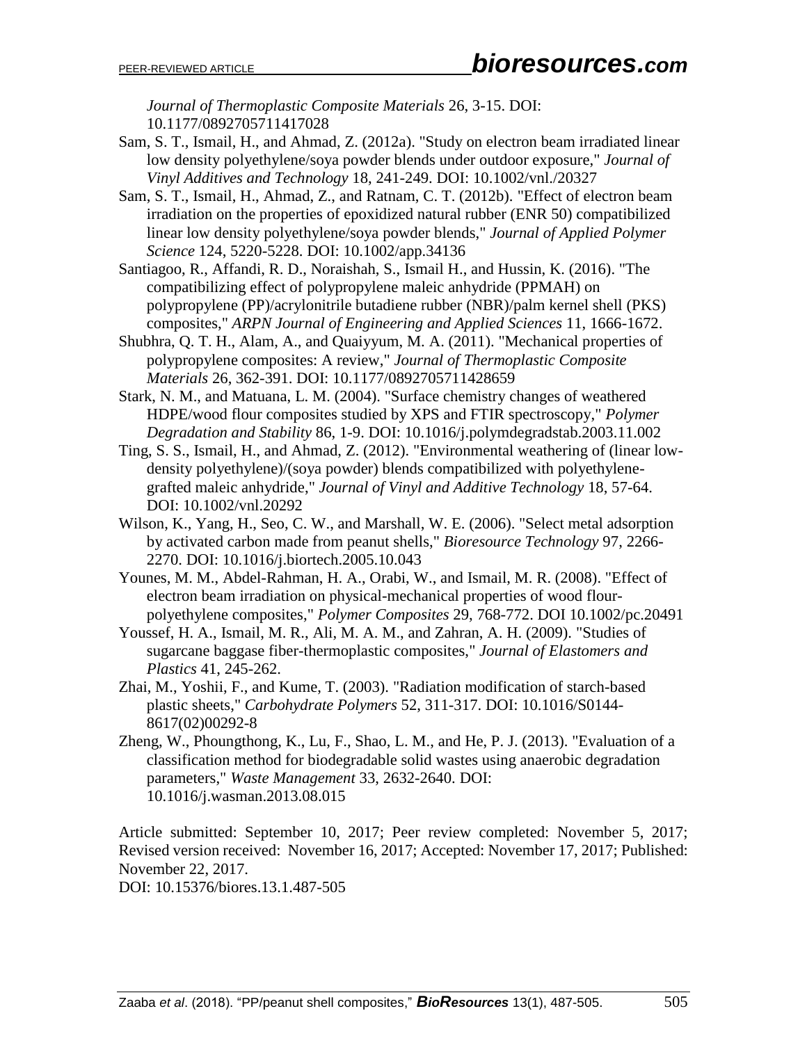*Journal of Thermoplastic Composite Materials* 26, 3-15. DOI: 10.1177/0892705711417028

Sam, S. T., Ismail, H., and Ahmad, Z. (2012a). "Study on electron beam irradiated linear low density polyethylene/soya powder blends under outdoor exposure," *Journal of Vinyl Additives and Technology* 18, 241-249. DOI: 10.1002/vnl./20327

Sam, S. T., Ismail, H., Ahmad, Z., and Ratnam, C. T. (2012b). "Effect of electron beam irradiation on the properties of epoxidized natural rubber (ENR 50) compatibilized linear low density polyethylene/soya powder blends," *Journal of Applied Polymer Science* 124, 5220-5228. DOI: 10.1002/app.34136

Santiagoo, R., Affandi, R. D., Noraishah, S., Ismail H., and Hussin, K. (2016). "The compatibilizing effect of polypropylene maleic anhydride (PPMAH) on polypropylene (PP)/acrylonitrile butadiene rubber (NBR)/palm kernel shell (PKS) composites," *ARPN Journal of Engineering and Applied Sciences* 11, 1666-1672.

Shubhra, Q. T. H., Alam, A., and Quaiyyum, M. A. (2011). "Mechanical properties of polypropylene composites: A review," *Journal of Thermoplastic Composite Materials* 26, 362-391. DOI: 10.1177/0892705711428659

Stark, N. M., and Matuana, L. M. (2004). "Surface chemistry changes of weathered HDPE/wood flour composites studied by XPS and FTIR spectroscopy," *Polymer Degradation and Stability* 86, 1-9. DOI: 10.1016/j.polymdegradstab.2003.11.002

Ting, S. S., Ismail, H., and Ahmad, Z. (2012). "Environmental weathering of (linear low-density polyethylene)/(soya powder) blends compatibilized with polyethylene-grafted maleic anhydride," *Journal of Vinyl and Additive Technology* 18, 57-64. DOI: 10.1002/vnl.20292

Wilson, K., Yang, H., Seo, C. W., and Marshall, W. E. (2006). "Select metal adsorption by activated carbon made from peanut shells," *Bioresource Technology* 97, 2266-2270. DOI: 10.1016/j.biortech.2005.10.043

Younes, M. M., Abdel-Rahman, H. A., Orabi, W., and Ismail, M. R. (2008). "Effect of electron beam irradiation on physical-mechanical properties of wood flour-polyethylene composites," *Polymer Composites* 29, 768-772. DOI 10.1002/pc.20491

Youssef, H. A., Ismail, M. R., Ali, M. A. M., and Zahran, A. H. (2009). "Studies of sugarcane baggase fiber-thermoplastic composites," *Journal of Elastomers and Plastics* 41, 245-262.

Zhai, M., Yoshii, F., and Kume, T. (2003). "Radiation modification of starch-based plastic sheets," *Carbohydrate Polymers* 52, 311-317. DOI: 10.1016/S0144-8617(02)00292-8

Zheng, W., Phoungthong, K., Lu, F., Shao, L. M., and He, P. J. (2013). "Evaluation of a classification method for biodegradable solid wastes using anaerobic degradation parameters," *Waste Management* 33, 2632-2640. DOI: 10.1016/j.wasman.2013.08.015

Article submitted: September 10, 2017; Peer review completed: November 5, 2017; Revised version received: November 16, 2017; Accepted: November 17, 2017; Published: November 22, 2017.

DOI: 10.15376/biores.13.1.487-505